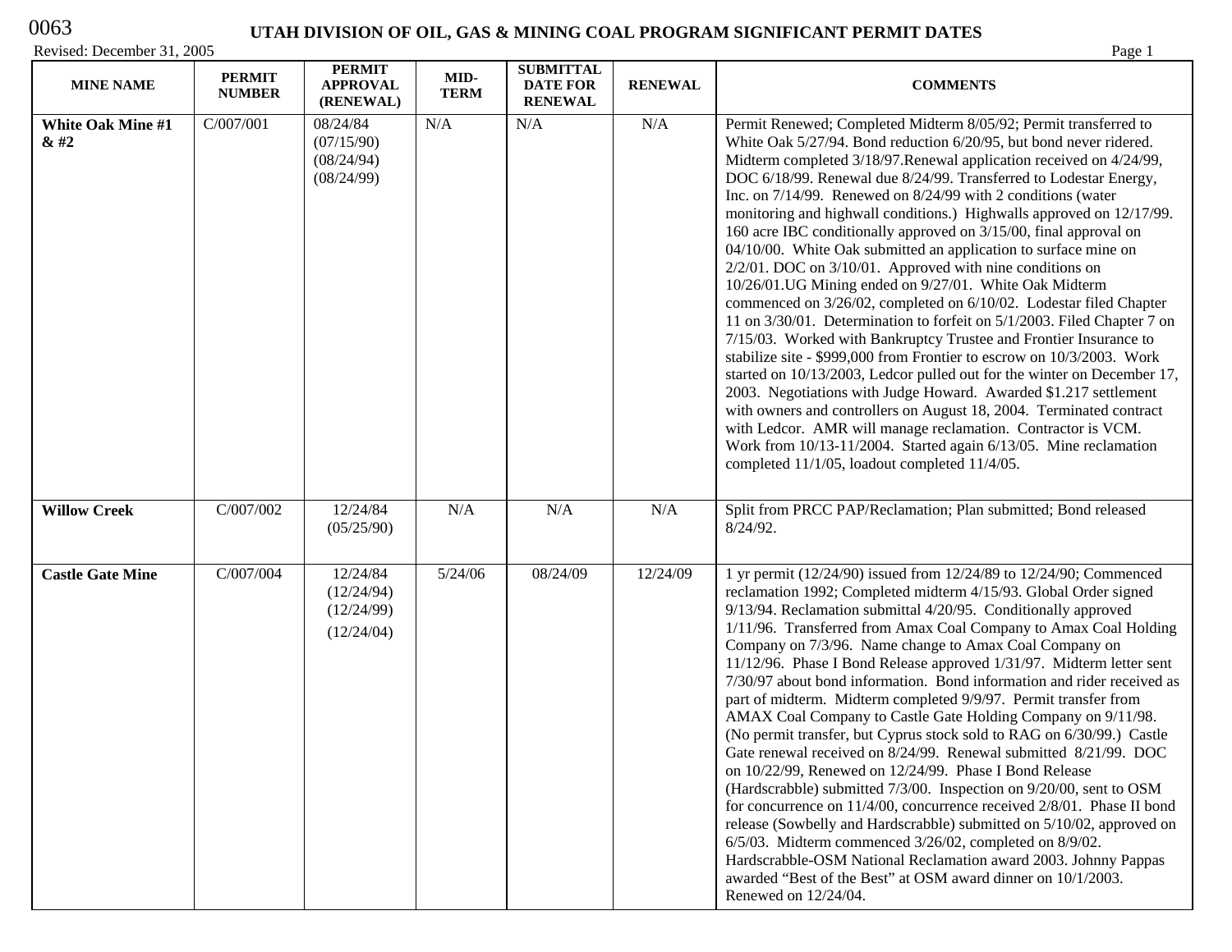# UTAH DIVISION OF OIL, GAS & MINING COAL PROGRAM SIGNIFICANT PERMIT DATES

0063

Revised: December 31, 2005

| MINE NAME | PERMIT NUMBER | PERMIT APPROVAL (RENEWAL) | MID-TERM | SUBMITTAL DATE FOR RENEWAL | RENEWAL | COMMENTS |
|---|---|---|---|---|---|---|
| **White Oak Mine #1 & #2** | C/007/001 | 08/24/84 (07/15/90) (08/24/94) (08/24/99) | N/A | N/A | N/A | Permit Renewed; Completed Midterm 8/05/92; Permit transferred to White Oak 5/27/94. Bond reduction 6/20/95, but bond never ridered. Midterm completed 3/18/97.Renewal application received on 4/24/99, DOC 6/18/99. Renewal due 8/24/99. Transferred to Lodestar Energy, Inc. on 7/14/99. Renewed on 8/24/99 with 2 conditions (water monitoring and highwall conditions.) Highwalls approved on 12/17/99. 160 acre IBC conditionally approved on 3/15/00, final approval on 04/10/00. White Oak submitted an application to surface mine on 2/2/01. DOC on 3/10/01. Approved with nine conditions on 10/26/01.UG Mining ended on 9/27/01. White Oak Midterm commenced on 3/26/02, completed on 6/10/02. Lodestar filed Chapter 11 on 3/30/01. Determination to forfeit on 5/1/2003. Filed Chapter 7 on 7/15/03. Worked with Bankruptcy Trustee and Frontier Insurance to stabilize site - $999,000 from Frontier to escrow on 10/3/2003. Work started on 10/13/2003, Ledcor pulled out for the winter on December 17, 2003. Negotiations with Judge Howard. Awarded $1.217 settlement with owners and controllers on August 18, 2004. Terminated contract with Ledcor. AMR will manage reclamation. Contractor is VCM. Work from 10/13-11/2004. Started again 6/13/05. Mine reclamation completed 11/1/05, loadout completed 11/4/05. |
| **Willow Creek** | C/007/002 | 12/24/84 (05/25/90) | N/A | N/A | N/A | Split from PRCC PAP/Reclamation; Plan submitted; Bond released 8/24/92. |
| **Castle Gate Mine** | C/007/004 | 12/24/84 (12/24/94) (12/24/99) (12/24/04) | 5/24/06 | 08/24/09 | 12/24/09 | 1 yr permit (12/24/90) issued from 12/24/89 to 12/24/90; Commenced reclamation 1992; Completed midterm 4/15/93. Global Order signed 9/13/94. Reclamation submittal 4/20/95. Conditionally approved 1/11/96. Transferred from Amax Coal Company to Amax Coal Holding Company on 7/3/96. Name change to Amax Coal Company on 11/12/96. Phase I Bond Release approved 1/31/97. Midterm letter sent 7/30/97 about bond information. Bond information and rider received as part of midterm. Midterm completed 9/9/97. Permit transfer from AMAX Coal Company to Castle Gate Holding Company on 9/11/98. (No permit transfer, but Cyprus stock sold to RAG on 6/30/99.) Castle Gate renewal received on 8/24/99. Renewal submitted 8/21/99. DOC on 10/22/99, Renewed on 12/24/99. Phase I Bond Release (Hardscrabble) submitted 7/3/00. Inspection on 9/20/00, sent to OSM for concurrence on 11/4/00, concurrence received 2/8/01. Phase II bond release (Sowbelly and Hardscrabble) submitted on 5/10/02, approved on 6/5/03. Midterm commenced 3/26/02, completed on 8/9/02. Hardscrabble-OSM National Reclamation award 2003. Johnny Pappas awarded "Best of the Best" at OSM award dinner on 10/1/2003. Renewed on 12/24/04. |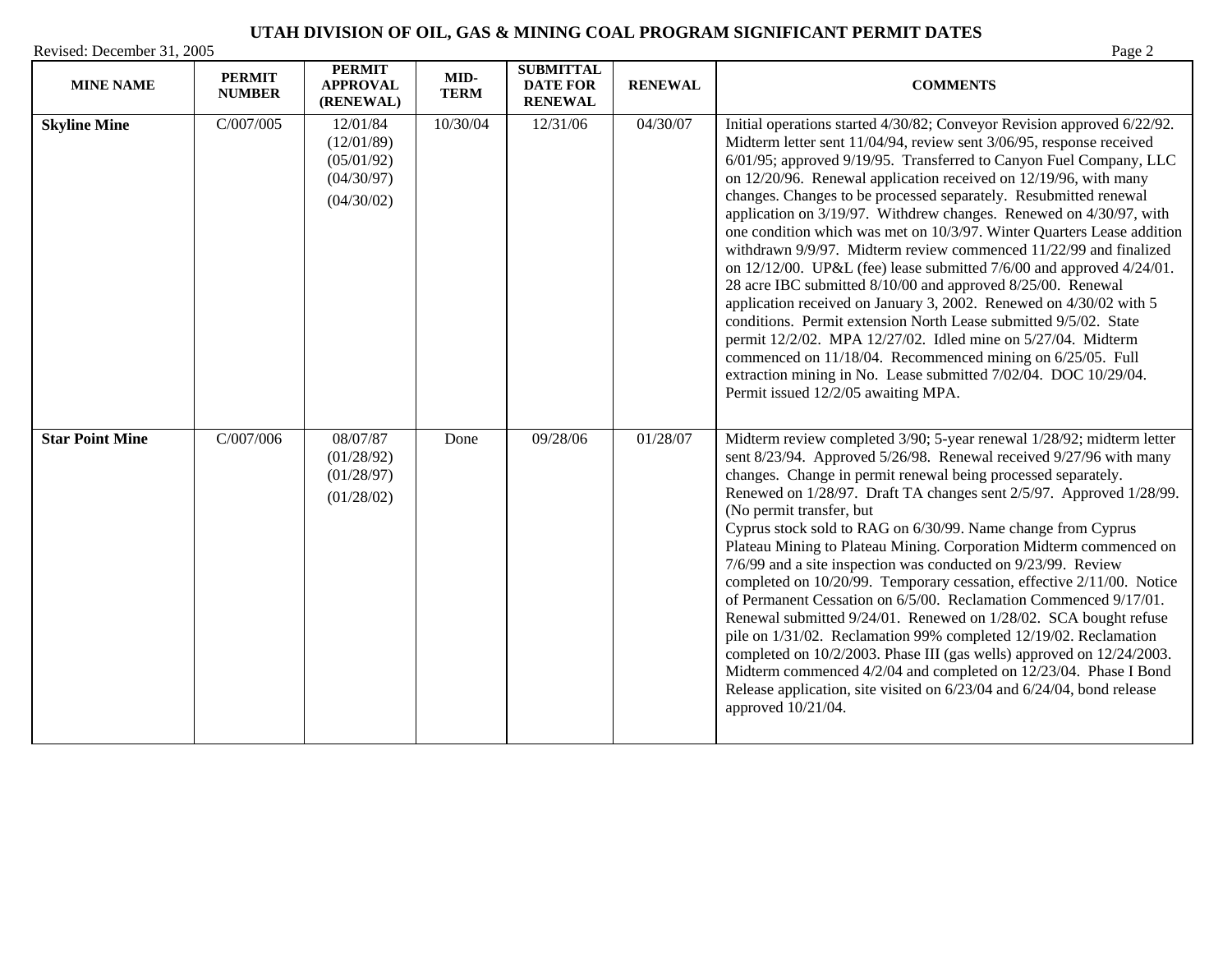# UTAH DIVISION OF OIL, GAS & MINING COAL PROGRAM SIGNIFICANT PERMIT DATES

Revised: December 31, 2005

| MINE NAME | PERMIT NUMBER | PERMIT APPROVAL (RENEWAL) | MID-TERM | SUBMITTAL DATE FOR RENEWAL | RENEWAL | COMMENTS |
|---|---|---|---|---|---|---|
| **Skyline Mine** | C/007/005 | 12/01/84 (12/01/89) (05/01/92) (04/30/97) (04/30/02) | 10/30/04 | 12/31/06 | 04/30/07 | Initial operations started 4/30/82; Conveyor Revision approved 6/22/92. Midterm letter sent 11/04/94, review sent 3/06/95, response received 6/01/95; approved 9/19/95. Transferred to Canyon Fuel Company, LLC on 12/20/96. Renewal application received on 12/19/96, with many changes. Changes to be processed separately. Resubmitted renewal application on 3/19/97. Withdrew changes. Renewed on 4/30/97, with one condition which was met on 10/3/97. Winter Quarters Lease addition withdrawn 9/9/97. Midterm review commenced 11/22/99 and finalized on 12/12/00. UP&L (fee) lease submitted 7/6/00 and approved 4/24/01. 28 acre IBC submitted 8/10/00 and approved 8/25/00. Renewal application received on January 3, 2002. Renewed on 4/30/02 with 5 conditions. Permit extension North Lease submitted 9/5/02. State permit 12/2/02. MPA 12/27/02. Idled mine on 5/27/04. Midterm commenced on 11/18/04. Recommenced mining on 6/25/05. Full extraction mining in No. Lease submitted 7/02/04. DOC 10/29/04. Permit issued 12/2/05 awaiting MPA. |
| **Star Point Mine** | C/007/006 | 08/07/87 (01/28/92) (01/28/97) (01/28/02) | Done | 09/28/06 | 01/28/07 | Midterm review completed 3/90; 5-year renewal 1/28/92; midterm letter sent 8/23/94. Approved 5/26/98. Renewal received 9/27/96 with many changes. Change in permit renewal being processed separately. Renewed on 1/28/97. Draft TA changes sent 2/5/97. Approved 1/28/99. (No permit transfer, but Cyprus stock sold to RAG on 6/30/99. Name change from Cyprus Plateau Mining to Plateau Mining. Corporation Midterm commenced on 7/6/99 and a site inspection was conducted on 9/23/99. Review completed on 10/20/99. Temporary cessation, effective 2/11/00. Notice of Permanent Cessation on 6/5/00. Reclamation Commenced 9/17/01. Renewal submitted 9/24/01. Renewed on 1/28/02. SCA bought refuse pile on 1/31/02. Reclamation 99% completed 12/19/02. Reclamation completed on 10/2/2003. Phase III (gas wells) approved on 12/24/2003. Midterm commenced 4/2/04 and completed on 12/23/04. Phase I Bond Release application, site visited on 6/23/04 and 6/24/04, bond release approved 10/21/04. |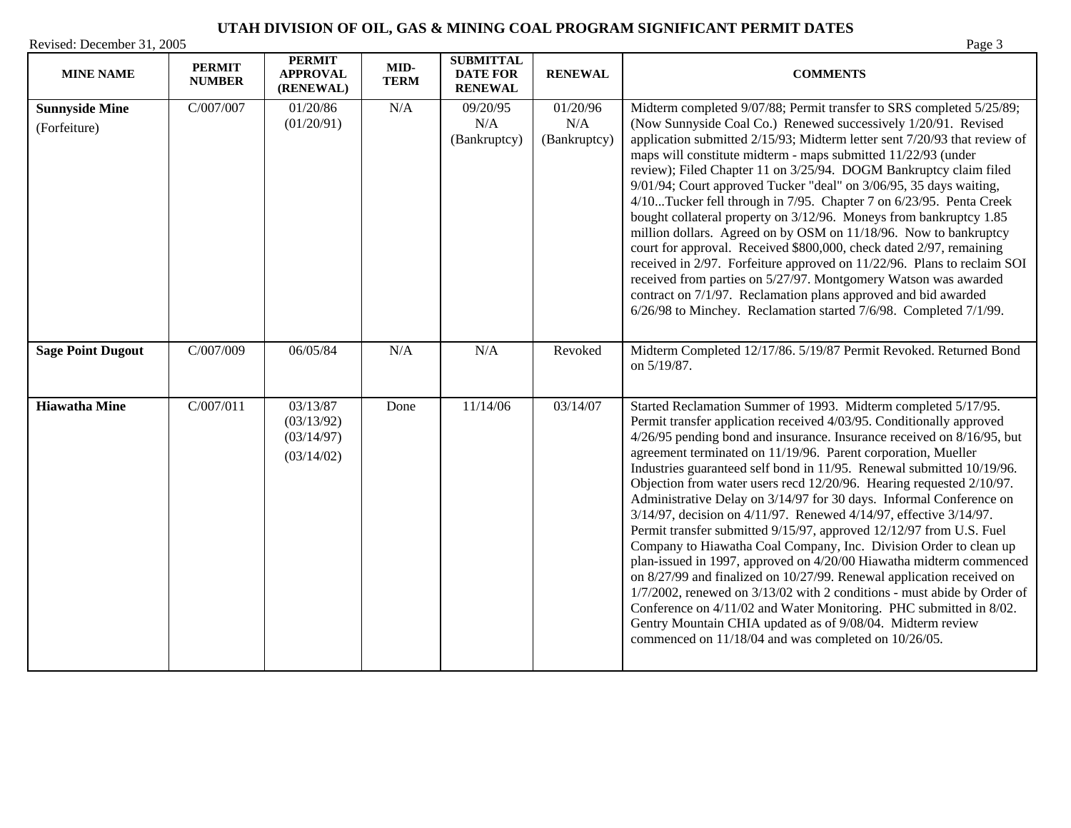# UTAH DIVISION OF OIL, GAS & MINING COAL PROGRAM SIGNIFICANT PERMIT DATES

Revised: December 31, 2005

| MINE NAME | PERMIT NUMBER | PERMIT APPROVAL (RENEWAL) | MID-TERM | SUBMITTAL DATE FOR RENEWAL | RENEWAL | COMMENTS |
|---|---|---|---|---|---|---|
| **Sunnyside Mine** (Forfeiture) | C/007/007 | 01/20/86 (01/20/91) | N/A | 09/20/95 N/A (Bankruptcy) | 01/20/96 N/A (Bankruptcy) | Midterm completed 9/07/88; Permit transfer to SRS completed 5/25/89; (Now Sunnyside Coal Co.) Renewed successively 1/20/91. Revised application submitted 2/15/93; Midterm letter sent 7/20/93 that review of maps will constitute midterm - maps submitted 11/22/93 (under review); Filed Chapter 11 on 3/25/94. DOGM Bankruptcy claim filed 9/01/94; Court approved Tucker "deal" on 3/06/95, 35 days waiting, 4/10...Tucker fell through in 7/95. Chapter 7 on 6/23/95. Penta Creek bought collateral property on 3/12/96. Moneys from bankruptcy 1.85 million dollars. Agreed on by OSM on 11/18/96. Now to bankruptcy court for approval. Received $800,000, check dated 2/97, remaining received in 2/97. Forfeiture approved on 11/22/96. Plans to reclaim SOI received from parties on 5/27/97. Montgomery Watson was awarded contract on 7/1/97. Reclamation plans approved and bid awarded 6/26/98 to Minchey. Reclamation started 7/6/98. Completed 7/1/99. |
| **Sage Point Dugout** | C/007/009 | 06/05/84 | N/A | N/A | Revoked | Midterm Completed 12/17/86. 5/19/87 Permit Revoked. Returned Bond on 5/19/87. |
| **Hiawatha Mine** | C/007/011 | 03/13/87 (03/13/92) (03/14/97) (03/14/02) | Done | 11/14/06 | 03/14/07 | Started Reclamation Summer of 1993. Midterm completed 5/17/95. Permit transfer application received 4/03/95. Conditionally approved 4/26/95 pending bond and insurance. Insurance received on 8/16/95, but agreement terminated on 11/19/96. Parent corporation, Mueller Industries guaranteed self bond in 11/95. Renewal submitted 10/19/96. Objection from water users recd 12/20/96. Hearing requested 2/10/97. Administrative Delay on 3/14/97 for 30 days. Informal Conference on 3/14/97, decision on 4/11/97. Renewed 4/14/97, effective 3/14/97. Permit transfer submitted 9/15/97, approved 12/12/97 from U.S. Fuel Company to Hiawatha Coal Company, Inc. Division Order to clean up plan-issued in 1997, approved on 4/20/00 Hiawatha midterm commenced on 8/27/99 and finalized on 10/27/99. Renewal application received on 1/7/2002, renewed on 3/13/02 with 2 conditions - must abide by Order of Conference on 4/11/02 and Water Monitoring. PHC submitted in 8/02. Gentry Mountain CHIA updated as of 9/08/04. Midterm review commenced on 11/18/04 and was completed on 10/26/05. |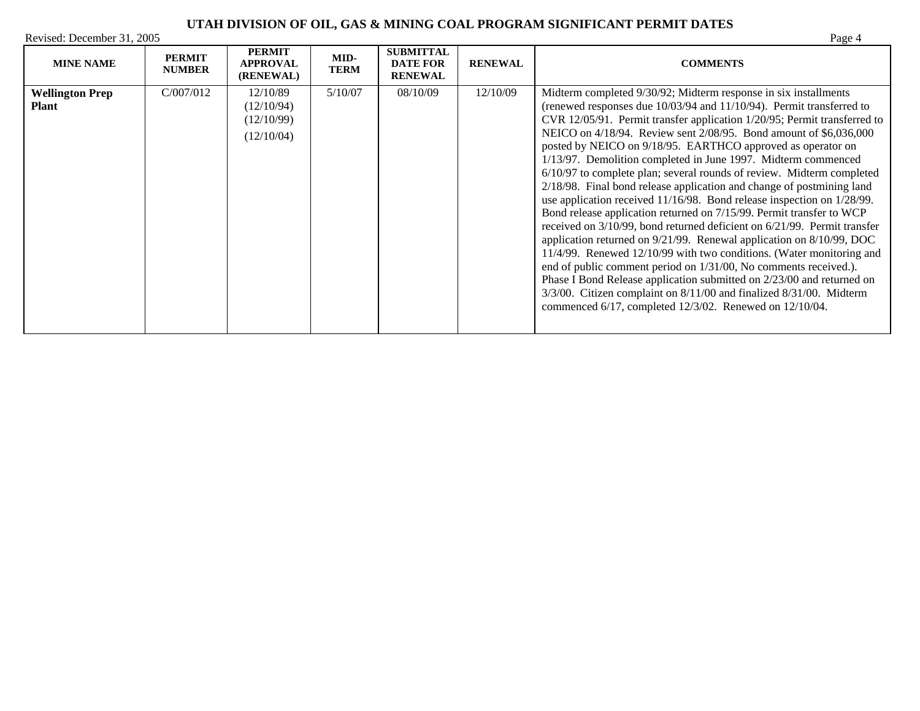# UTAH DIVISION OF OIL, GAS & MINING COAL PROGRAM SIGNIFICANT PERMIT DATES

Revised: December 31, 2005

| MINE NAME | PERMIT NUMBER | PERMIT APPROVAL (RENEWAL) | MID-TERM | SUBMITTAL DATE FOR RENEWAL | RENEWAL | COMMENTS |
|---|---|---|---|---|---|---|
| **Wellington Prep Plant** | C/007/012 | 12/10/89 (12/10/94) (12/10/99) (12/10/04) | 5/10/07 | 08/10/09 | 12/10/09 | Midterm completed 9/30/92; Midterm response in six installments (renewed responses due 10/03/94 and 11/10/94). Permit transferred to CVR 12/05/91. Permit transfer application 1/20/95; Permit transferred to NEICO on 4/18/94. Review sent 2/08/95. Bond amount of $6,036,000 posted by NEICO on 9/18/95. EARTHCO approved as operator on 1/13/97. Demolition completed in June 1997. Midterm commenced 6/10/97 to complete plan; several rounds of review. Midterm completed 2/18/98. Final bond release application and change of postmining land use application received 11/16/98. Bond release inspection on 1/28/99. Bond release application returned on 7/15/99. Permit transfer to WCP received on 3/10/99, bond returned deficient on 6/21/99. Permit transfer application returned on 9/21/99. Renewal application on 8/10/99, DOC 11/4/99. Renewed 12/10/99 with two conditions. (Water monitoring and end of public comment period on 1/31/00, No comments received.). Phase I Bond Release application submitted on 2/23/00 and returned on 3/3/00. Citizen complaint on 8/11/00 and finalized 8/31/00. Midterm commenced 6/17, completed 12/3/02. Renewed on 12/10/04. |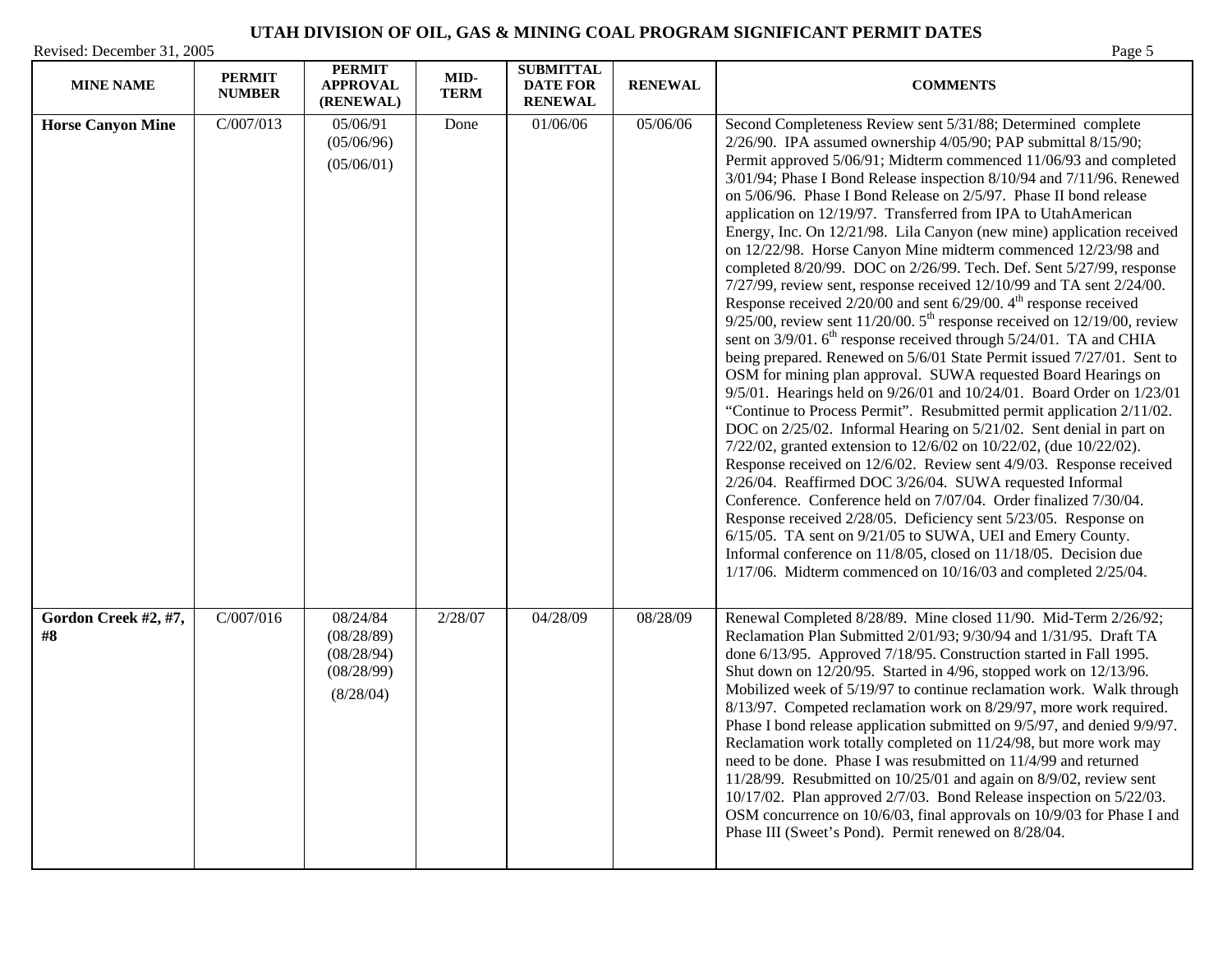# UTAH DIVISION OF OIL, GAS & MINING COAL PROGRAM SIGNIFICANT PERMIT DATES

Revised: December 31, 2005

| MINE NAME | PERMIT NUMBER | PERMIT APPROVAL (RENEWAL) | MID-TERM | SUBMITTAL DATE FOR RENEWAL | RENEWAL | COMMENTS |
|---|---|---|---|---|---|---|
| **Horse Canyon Mine** | C/007/013 | 05/06/91 (05/06/96) (05/06/01) | Done | 01/06/06 | 05/06/06 | Second Completeness Review sent 5/31/88; Determined complete 2/26/90. IPA assumed ownership 4/05/90; PAP submittal 8/15/90; Permit approved 5/06/91; Midterm commenced 11/06/93 and completed 3/01/94; Phase I Bond Release inspection 8/10/94 and 7/11/96. Renewed on 5/06/96. Phase I Bond Release on 2/5/97. Phase II bond release application on 12/19/97. Transferred from IPA to UtahAmerican Energy, Inc. On 12/21/98. Lila Canyon (new mine) application received on 12/22/98. Horse Canyon Mine midterm commenced 12/23/98 and completed 8/20/99. DOC on 2/26/99. Tech. Def. Sent 5/27/99, response 7/27/99, review sent, response received 12/10/99 and TA sent 2/24/00. Response received 2/20/00 and sent 6/29/00. 4th response received 9/25/00, review sent 11/20/00. 5th response received on 12/19/00, review sent on 3/9/01. 6th response received through 5/24/01. TA and CHIA being prepared. Renewed on 5/6/01 State Permit issued 7/27/01. Sent to OSM for mining plan approval. SUWA requested Board Hearings on 9/5/01. Hearings held on 9/26/01 and 10/24/01. Board Order on 1/23/01 "Continue to Process Permit". Resubmitted permit application 2/11/02. DOC on 2/25/02. Informal Hearing on 5/21/02. Sent denial in part on 7/22/02, granted extension to 12/6/02 on 10/22/02, (due 10/22/02). Response received on 12/6/02. Review sent 4/9/03. Response received 2/26/04. Reaffirmed DOC 3/26/04. SUWA requested Informal Conference. Conference held on 7/07/04. Order finalized 7/30/04. Response received 2/28/05. Deficiency sent 5/23/05. Response on 6/15/05. TA sent on 9/21/05 to SUWA, UEI and Emery County. Informal conference on 11/8/05, closed on 11/18/05. Decision due 1/17/06. Midterm commenced on 10/16/03 and completed 2/25/04. |
| **Gordon Creek #2, #7, #8** | C/007/016 | 08/24/84 (08/28/89) (08/28/94) (08/28/99) (8/28/04) | 2/28/07 | 04/28/09 | 08/28/09 | Renewal Completed 8/28/89. Mine closed 11/90. Mid-Term 2/26/92; Reclamation Plan Submitted 2/01/93; 9/30/94 and 1/31/95. Draft TA done 6/13/95. Approved 7/18/95. Construction started in Fall 1995. Shut down on 12/20/95. Started in 4/96, stopped work on 12/13/96. Mobilized week of 5/19/97 to continue reclamation work. Walk through 8/13/97. Competed reclamation work on 8/29/97, more work required. Phase I bond release application submitted on 9/5/97, and denied 9/9/97. Reclamation work totally completed on 11/24/98, but more work may need to be done. Phase I was resubmitted on 11/4/99 and returned 11/28/99. Resubmitted on 10/25/01 and again on 8/9/02, review sent 10/17/02. Plan approved 2/7/03. Bond Release inspection on 5/22/03. OSM concurrence on 10/6/03, final approvals on 10/9/03 for Phase I and Phase III (Sweet's Pond). Permit renewed on 8/28/04. |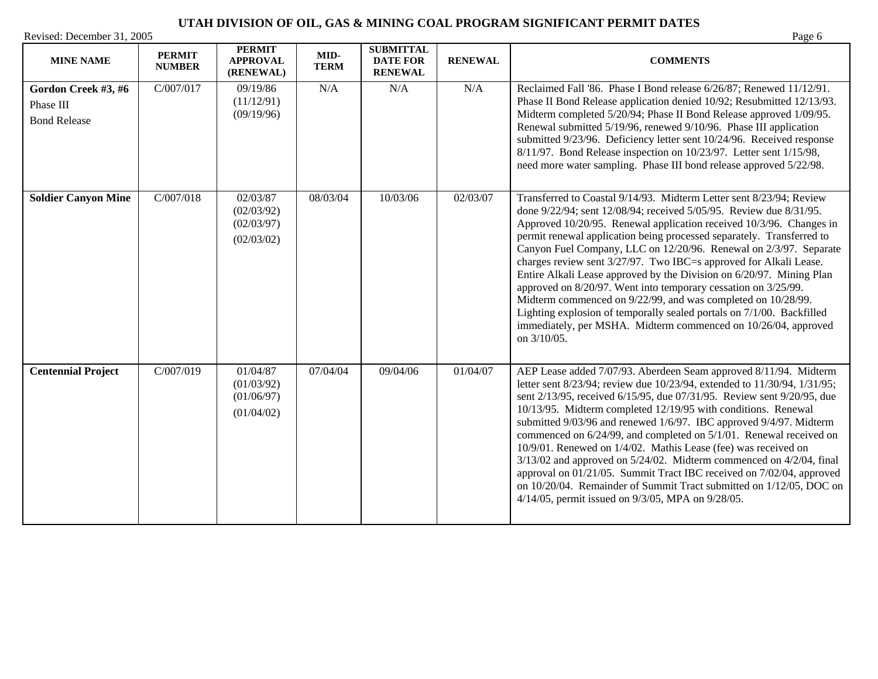# UTAH DIVISION OF OIL, GAS & MINING COAL PROGRAM SIGNIFICANT PERMIT DATES

Revised: December 31, 2005

| MINE NAME | PERMIT NUMBER | PERMIT APPROVAL (RENEWAL) | MID-TERM | SUBMITTAL DATE FOR RENEWAL | RENEWAL | COMMENTS |
|---|---|---|---|---|---|---|
| **Gordon Creek #3, #6** Phase III Bond Release | C/007/017 | 09/19/86 (11/12/91) (09/19/96) | N/A | N/A | N/A | Reclaimed Fall '86. Phase I Bond release 6/26/87; Renewed 11/12/91. Phase II Bond Release application denied 10/92; Resubmitted 12/13/93. Midterm completed 5/20/94; Phase II Bond Release approved 1/09/95. Renewal submitted 5/19/96, renewed 9/10/96. Phase III application submitted 9/23/96. Deficiency letter sent 10/24/96. Received response 8/11/97. Bond Release inspection on 10/23/97. Letter sent 1/15/98, need more water sampling. Phase III bond release approved 5/22/98. |
| **Soldier Canyon Mine** | C/007/018 | 02/03/87 (02/03/92) (02/03/97) (02/03/02) | 08/03/04 | 10/03/06 | 02/03/07 | Transferred to Coastal 9/14/93. Midterm Letter sent 8/23/94; Review done 9/22/94; sent 12/08/94; received 5/05/95. Review due 8/31/95. Approved 10/20/95. Renewal application received 10/3/96. Changes in permit renewal application being processed separately. Transferred to Canyon Fuel Company, LLC on 12/20/96. Renewal on 2/3/97. Separate charges review sent 3/27/97. Two IBC=s approved for Alkali Lease. Entire Alkali Lease approved by the Division on 6/20/97. Mining Plan approved on 8/20/97. Went into temporary cessation on 3/25/99. Midterm commenced on 9/22/99, and was completed on 10/28/99. Lighting explosion of temporally sealed portals on 7/1/00. Backfilled immediately, per MSHA. Midterm commenced on 10/26/04, approved on 3/10/05. |
| **Centennial Project** | C/007/019 | 01/04/87 (01/03/92) (01/06/97) (01/04/02) | 07/04/04 | 09/04/06 | 01/04/07 | AEP Lease added 7/07/93. Aberdeen Seam approved 8/11/94. Midterm letter sent 8/23/94; review due 10/23/94, extended to 11/30/94, 1/31/95; sent 2/13/95, received 6/15/95, due 07/31/95. Review sent 9/20/95, due 10/13/95. Midterm completed 12/19/95 with conditions. Renewal submitted 9/03/96 and renewed 1/6/97. IBC approved 9/4/97. Midterm commenced on 6/24/99, and completed on 5/1/01. Renewal received on 10/9/01. Renewed on 1/4/02. Mathis Lease (fee) was received on 3/13/02 and approved on 5/24/02. Midterm commenced on 4/2/04, final approval on 01/21/05. Summit Tract IBC received on 7/02/04, approved on 10/20/04. Remainder of Summit Tract submitted on 1/12/05, DOC on 4/14/05, permit issued on 9/3/05, MPA on 9/28/05. |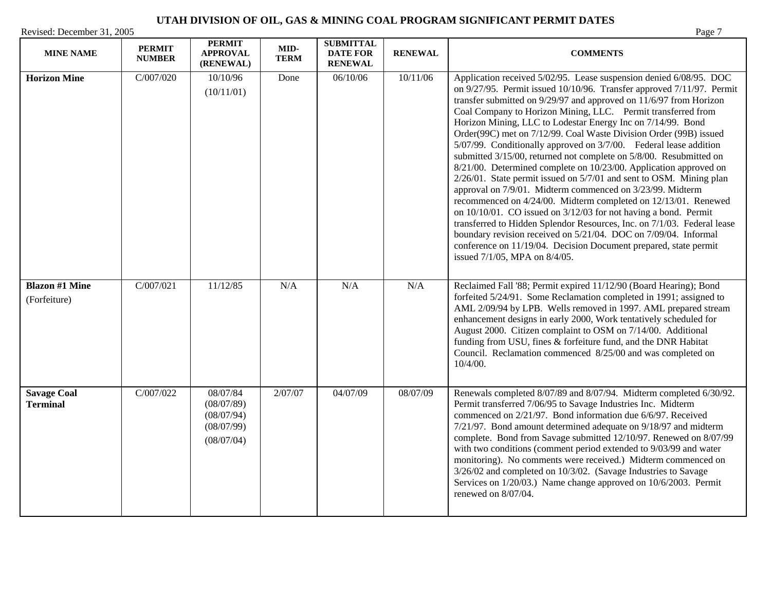# UTAH DIVISION OF OIL, GAS & MINING COAL PROGRAM SIGNIFICANT PERMIT DATES

Revised: December 31, 2005

| MINE NAME | PERMIT NUMBER | PERMIT APPROVAL (RENEWAL) | MID-TERM | SUBMITTAL DATE FOR RENEWAL | RENEWAL | COMMENTS |
|---|---|---|---|---|---|---|
| **Horizon Mine** | C/007/020 | 10/10/96 (10/11/01) | Done | 06/10/06 | 10/11/06 | Application received 5/02/95. Lease suspension denied 6/08/95. DOC on 9/27/95. Permit issued 10/10/96. Transfer approved 7/11/97. Permit transfer submitted on 9/29/97 and approved on 11/6/97 from Horizon Coal Company to Horizon Mining, LLC. Permit transferred from Horizon Mining, LLC to Lodestar Energy Inc on 7/14/99. Bond Order(99C) met on 7/12/99. Coal Waste Division Order (99B) issued 5/07/99. Conditionally approved on 3/7/00. Federal lease addition submitted 3/15/00, returned not complete on 5/8/00. Resubmitted on 8/21/00. Determined complete on 10/23/00. Application approved on 2/26/01. State permit issued on 5/7/01 and sent to OSM. Mining plan approval on 7/9/01. Midterm commenced on 3/23/99. Midterm recommenced on 4/24/00. Midterm completed on 12/13/01. Renewed on 10/10/01. CO issued on 3/12/03 for not having a bond. Permit transferred to Hidden Splendor Resources, Inc. on 7/1/03. Federal lease boundary revision received on 5/21/04. DOC on 7/09/04. Informal conference on 11/19/04. Decision Document prepared, state permit issued 7/1/05, MPA on 8/4/05. |
| **Blazon #1 Mine** (Forfeiture) | C/007/021 | 11/12/85 | N/A | N/A | N/A | Reclaimed Fall '88; Permit expired 11/12/90 (Board Hearing); Bond forfeited 5/24/91. Some Reclamation completed in 1991; assigned to AML 2/09/94 by LPB. Wells removed in 1997. AML prepared stream enhancement designs in early 2000, Work tentatively scheduled for August 2000. Citizen complaint to OSM on 7/14/00. Additional funding from USU, fines & forfeiture fund, and the DNR Habitat Council. Reclamation commenced 8/25/00 and was completed on 10/4/00. |
| **Savage Coal Terminal** | C/007/022 | 08/07/84 (08/07/89) (08/07/94) (08/07/99) (08/07/04) | 2/07/07 | 04/07/09 | 08/07/09 | Renewals completed 8/07/89 and 8/07/94. Midterm completed 6/30/92. Permit transferred 7/06/95 to Savage Industries Inc. Midterm commenced on 2/21/97. Bond information due 6/6/97. Received 7/21/97. Bond amount determined adequate on 9/18/97 and midterm complete. Bond from Savage submitted 12/10/97. Renewed on 8/07/99 with two conditions (comment period extended to 9/03/99 and water monitoring). No comments were received.) Midterm commenced on 3/26/02 and completed on 10/3/02. (Savage Industries to Savage Services on 1/20/03.) Name change approved on 10/6/2003. Permit renewed on 8/07/04. |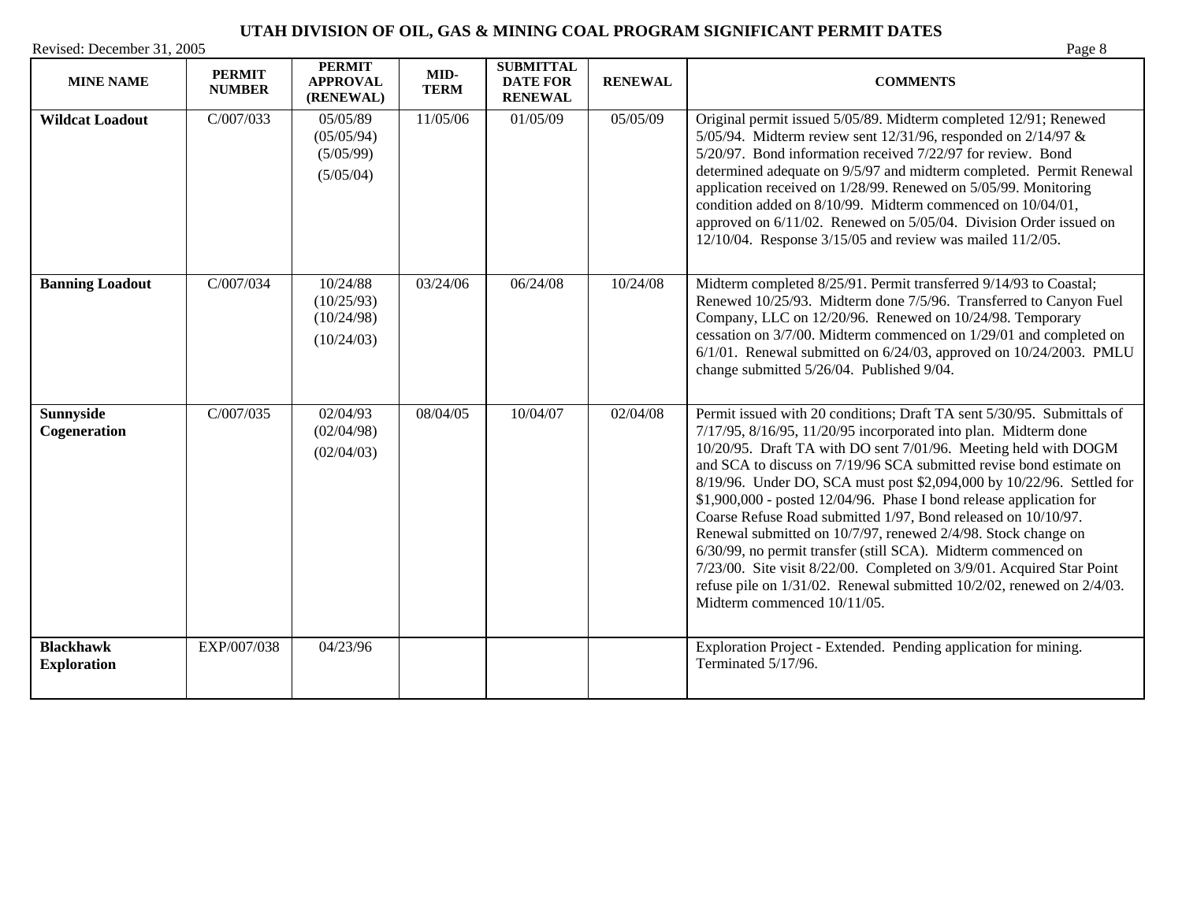# UTAH DIVISION OF OIL, GAS & MINING COAL PROGRAM SIGNIFICANT PERMIT DATES

Revised: December 31, 2005

| MINE NAME | PERMIT NUMBER | PERMIT APPROVAL (RENEWAL) | MID-TERM | SUBMITTAL DATE FOR RENEWAL | RENEWAL | COMMENTS |
|---|---|---|---|---|---|---|
| **Wildcat Loadout** | C/007/033 | 05/05/89 (05/05/94) (5/05/99) (5/05/04) | 11/05/06 | 01/05/09 | 05/05/09 | Original permit issued 5/05/89. Midterm completed 12/91; Renewed 5/05/94. Midterm review sent 12/31/96, responded on 2/14/97 & 5/20/97. Bond information received 7/22/97 for review. Bond determined adequate on 9/5/97 and midterm completed. Permit Renewal application received on 1/28/99. Renewed on 5/05/99. Monitoring condition added on 8/10/99. Midterm commenced on 10/04/01, approved on 6/11/02. Renewed on 5/05/04. Division Order issued on 12/10/04. Response 3/15/05 and review was mailed 11/2/05. |
| **Banning Loadout** | C/007/034 | 10/24/88 (10/25/93) (10/24/98) (10/24/03) | 03/24/06 | 06/24/08 | 10/24/08 | Midterm completed 8/25/91. Permit transferred 9/14/93 to Coastal; Renewed 10/25/93. Midterm done 7/5/96. Transferred to Canyon Fuel Company, LLC on 12/20/96. Renewed on 10/24/98. Temporary cessation on 3/7/00. Midterm commenced on 1/29/01 and completed on 6/1/01. Renewal submitted on 6/24/03, approved on 10/24/2003. PMLU change submitted 5/26/04. Published 9/04. |
| **Sunnyside Cogeneration** | C/007/035 | 02/04/93 (02/04/98) (02/04/03) | 08/04/05 | 10/04/07 | 02/04/08 | Permit issued with 20 conditions; Draft TA sent 5/30/95. Submittals of 7/17/95, 8/16/95, 11/20/95 incorporated into plan. Midterm done 10/20/95. Draft TA with DO sent 7/01/96. Meeting held with DOGM and SCA to discuss on 7/19/96 SCA submitted revise bond estimate on 8/19/96. Under DO, SCA must post $2,094,000 by 10/22/96. Settled for $1,900,000 - posted 12/04/96. Phase I bond release application for Coarse Refuse Road submitted 1/97, Bond released on 10/10/97. Renewal submitted on 10/7/97, renewed 2/4/98. Stock change on 6/30/99, no permit transfer (still SCA). Midterm commenced on 7/23/00. Site visit 8/22/00. Completed on 3/9/01. Acquired Star Point refuse pile on 1/31/02. Renewal submitted 10/2/02, renewed on 2/4/03. Midterm commenced 10/11/05. |
| **Blackhawk Exploration** | EXP/007/038 | 04/23/96 | | | | Exploration Project - Extended. Pending application for mining. Terminated 5/17/96. |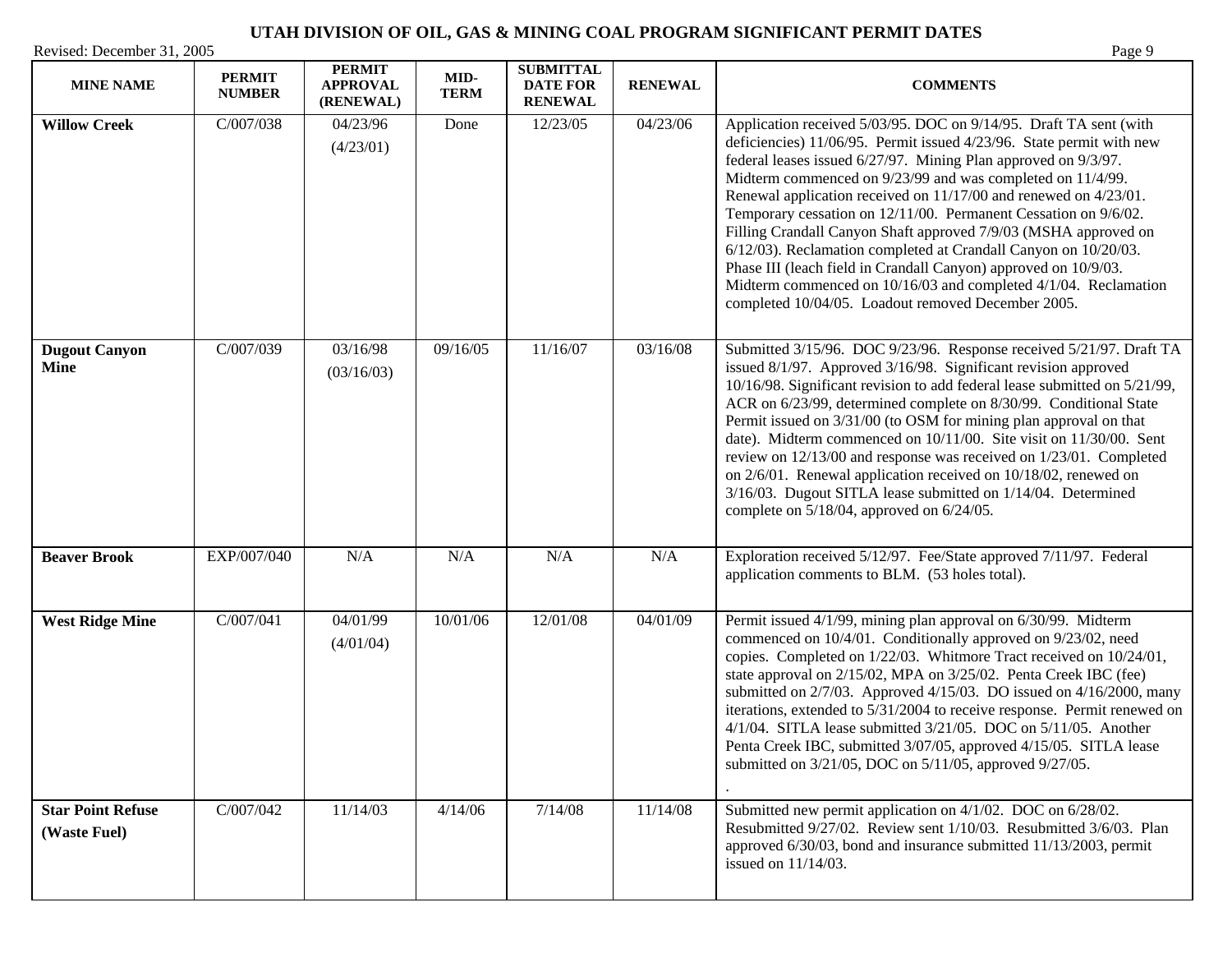# UTAH DIVISION OF OIL, GAS & MINING COAL PROGRAM SIGNIFICANT PERMIT DATES

Revised: December 31, 2005

| MINE NAME | PERMIT NUMBER | PERMIT APPROVAL (RENEWAL) | MID-TERM | SUBMITTAL DATE FOR RENEWAL | RENEWAL | COMMENTS |
|---|---|---|---|---|---|---|
| **Willow Creek** | C/007/038 | 04/23/96 (4/23/01) | Done | 12/23/05 | 04/23/06 | Application received 5/03/95. DOC on 9/14/95. Draft TA sent (with deficiencies) 11/06/95. Permit issued 4/23/96. State permit with new federal leases issued 6/27/97. Mining Plan approved on 9/3/97. Midterm commenced on 9/23/99 and was completed on 11/4/99. Renewal application received on 11/17/00 and renewed on 4/23/01. Temporary cessation on 12/11/00. Permanent Cessation on 9/6/02. Filling Crandall Canyon Shaft approved 7/9/03 (MSHA approved on 6/12/03). Reclamation completed at Crandall Canyon on 10/20/03. Phase III (leach field in Crandall Canyon) approved on 10/9/03. Midterm commenced on 10/16/03 and completed 4/1/04. Reclamation completed 10/04/05. Loadout removed December 2005. |
| **Dugout Canyon Mine** | C/007/039 | 03/16/98 (03/16/03) | 09/16/05 | 11/16/07 | 03/16/08 | Submitted 3/15/96. DOC 9/23/96. Response received 5/21/97. Draft TA issued 8/1/97. Approved 3/16/98. Significant revision approved 10/16/98. Significant revision to add federal lease submitted on 5/21/99, ACR on 6/23/99, determined complete on 8/30/99. Conditional State Permit issued on 3/31/00 (to OSM for mining plan approval on that date). Midterm commenced on 10/11/00. Site visit on 11/30/00. Sent review on 12/13/00 and response was received on 1/23/01. Completed on 2/6/01. Renewal application received on 10/18/02, renewed on 3/16/03. Dugout SITLA lease submitted on 1/14/04. Determined complete on 5/18/04, approved on 6/24/05. |
| **Beaver Brook** | EXP/007/040 | N/A | N/A | N/A | N/A | Exploration received 5/12/97. Fee/State approved 7/11/97. Federal application comments to BLM. (53 holes total). |
| **West Ridge Mine** | C/007/041 | 04/01/99 (4/01/04) | 10/01/06 | 12/01/08 | 04/01/09 | Permit issued 4/1/99, mining plan approval on 6/30/99. Midterm commenced on 10/4/01. Conditionally approved on 9/23/02, need copies. Completed on 1/22/03. Whitmore Tract received on 10/24/01, state approval on 2/15/02, MPA on 3/25/02. Penta Creek IBC (fee) submitted on 2/7/03. Approved 4/15/03. DO issued on 4/16/2000, many iterations, extended to 5/31/2004 to receive response. Permit renewed on 4/1/04. SITLA lease submitted 3/21/05. DOC on 5/11/05. Another Penta Creek IBC, submitted 3/07/05, approved 4/15/05. SITLA lease submitted on 3/21/05, DOC on 5/11/05, approved 9/27/05. . |
| **Star Point Refuse (Waste Fuel)** | C/007/042 | 11/14/03 | 4/14/06 | 7/14/08 | 11/14/08 | Submitted new permit application on 4/1/02. DOC on 6/28/02. Resubmitted 9/27/02. Review sent 1/10/03. Resubmitted 3/6/03. Plan approved 6/30/03, bond and insurance submitted 11/13/2003, permit issued on 11/14/03. |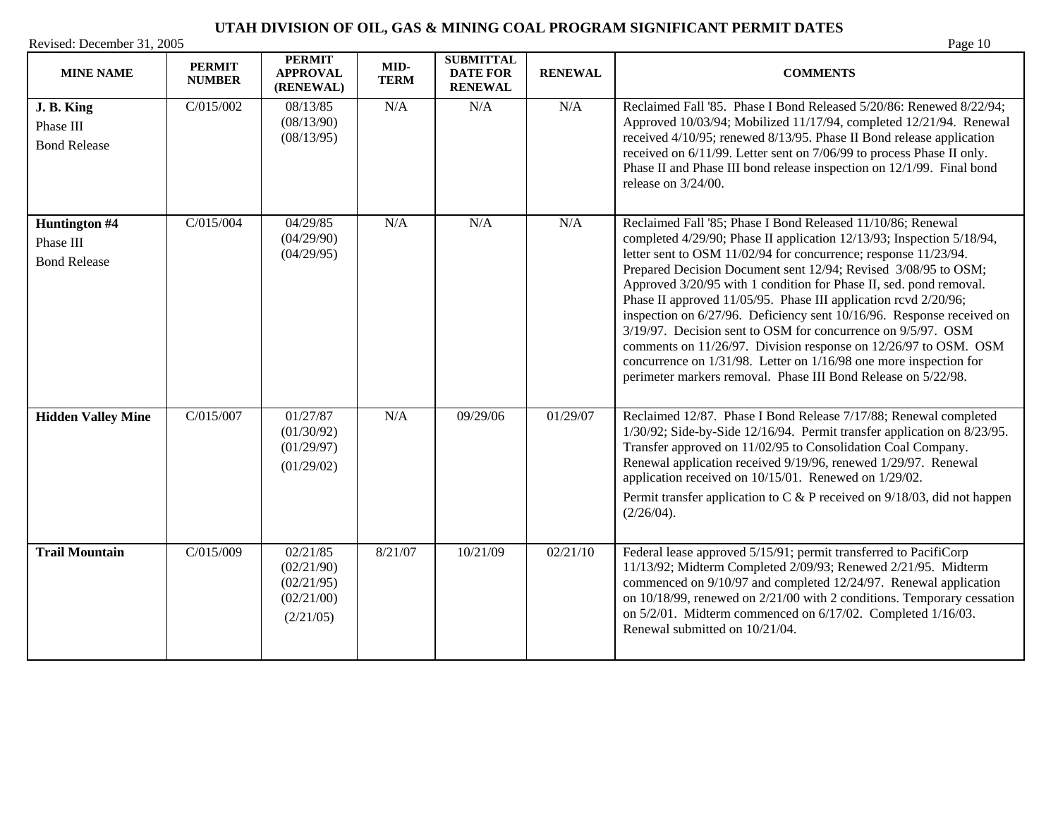# UTAH DIVISION OF OIL, GAS & MINING COAL PROGRAM SIGNIFICANT PERMIT DATES

Revised: December 31, 2005

| MINE NAME | PERMIT NUMBER | PERMIT APPROVAL (RENEWAL) | MID-TERM | SUBMITTAL DATE FOR RENEWAL | RENEWAL | COMMENTS |
|---|---|---|---|---|---|---|
| **J. B. King** Phase III Bond Release | C/015/002 | 08/13/85 (08/13/90) (08/13/95) | N/A | N/A | N/A | Reclaimed Fall '85. Phase I Bond Released 5/20/86: Renewed 8/22/94; Approved 10/03/94; Mobilized 11/17/94, completed 12/21/94. Renewal received 4/10/95; renewed 8/13/95. Phase II Bond release application received on 6/11/99. Letter sent on 7/06/99 to process Phase II only. Phase II and Phase III bond release inspection on 12/1/99. Final bond release on 3/24/00. |
| **Huntington #4** Phase III Bond Release | C/015/004 | 04/29/85 (04/29/90) (04/29/95) | N/A | N/A | N/A | Reclaimed Fall '85; Phase I Bond Released 11/10/86; Renewal completed 4/29/90; Phase II application 12/13/93; Inspection 5/18/94, letter sent to OSM 11/02/94 for concurrence; response 11/23/94. Prepared Decision Document sent 12/94; Revised 3/08/95 to OSM; Approved 3/20/95 with 1 condition for Phase II, sed. pond removal. Phase II approved 11/05/95. Phase III application rcvd 2/20/96; inspection on 6/27/96. Deficiency sent 10/16/96. Response received on 3/19/97. Decision sent to OSM for concurrence on 9/5/97. OSM comments on 11/26/97. Division response on 12/26/97 to OSM. OSM concurrence on 1/31/98. Letter on 1/16/98 one more inspection for perimeter markers removal. Phase III Bond Release on 5/22/98. |
| **Hidden Valley Mine** | C/015/007 | 01/27/87 (01/30/92) (01/29/97) (01/29/02) | N/A | 09/29/06 | 01/29/07 | Reclaimed 12/87. Phase I Bond Release 7/17/88; Renewal completed 1/30/92; Side-by-Side 12/16/94. Permit transfer application on 8/23/95. Transfer approved on 11/02/95 to Consolidation Coal Company. Renewal application received 9/19/96, renewed 1/29/97. Renewal application received on 10/15/01. Renewed on 1/29/02. Permit transfer application to C & P received on 9/18/03, did not happen (2/26/04). |
| **Trail Mountain** | C/015/009 | 02/21/85 (02/21/90) (02/21/95) (02/21/00) (2/21/05) | 8/21/07 | 10/21/09 | 02/21/10 | Federal lease approved 5/15/91; permit transferred to PacifiCorp 11/13/92; Midterm Completed 2/09/93; Renewed 2/21/95. Midterm commenced on 9/10/97 and completed 12/24/97. Renewal application on 10/18/99, renewed on 2/21/00 with 2 conditions. Temporary cessation on 5/2/01. Midterm commenced on 6/17/02. Completed 1/16/03. Renewal submitted on 10/21/04. |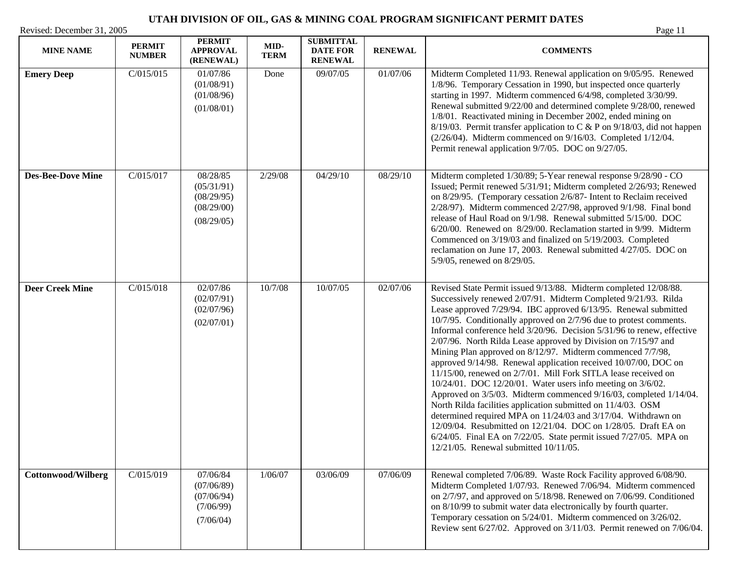# UTAH DIVISION OF OIL, GAS & MINING COAL PROGRAM SIGNIFICANT PERMIT DATES

Revised: December 31, 2005

| MINE NAME | PERMIT NUMBER | PERMIT APPROVAL (RENEWAL) | MID-TERM | SUBMITTAL DATE FOR RENEWAL | RENEWAL | COMMENTS |
|---|---|---|---|---|---|---|
| **Emery Deep** | C/015/015 | 01/07/86 (01/08/91) (01/08/96) (01/08/01) | Done | 09/07/05 | 01/07/06 | Midterm Completed 11/93. Renewal application on 9/05/95. Renewed 1/8/96. Temporary Cessation in 1990, but inspected once quarterly starting in 1997. Midterm commenced 6/4/98, completed 3/30/99. Renewal submitted 9/22/00 and determined complete 9/28/00, renewed 1/8/01. Reactivated mining in December 2002, ended mining on 8/19/03. Permit transfer application to C & P on 9/18/03, did not happen (2/26/04). Midterm commenced on 9/16/03. Completed 1/12/04. Permit renewal application 9/7/05. DOC on 9/27/05. |
| **Des-Bee-Dove Mine** | C/015/017 | 08/28/85 (05/31/91) (08/29/95) (08/29/00) (08/29/05) | 2/29/08 | 04/29/10 | 08/29/10 | Midterm completed 1/30/89; 5-Year renewal response 9/28/90 - CO Issued; Permit renewed 5/31/91; Midterm completed 2/26/93; Renewed on 8/29/95. (Temporary cessation 2/6/87- Intent to Reclaim received 2/28/97). Midterm commenced 2/27/98, approved 9/1/98. Final bond release of Haul Road on 9/1/98. Renewal submitted 5/15/00. DOC 6/20/00. Renewed on 8/29/00. Reclamation started in 9/99. Midterm Commenced on 3/19/03 and finalized on 5/19/2003. Completed reclamation on June 17, 2003. Renewal submitted 4/27/05. DOC on 5/9/05, renewed on 8/29/05. |
| **Deer Creek Mine** | C/015/018 | 02/07/86 (02/07/91) (02/07/96) (02/07/01) | 10/7/08 | 10/07/05 | 02/07/06 | Revised State Permit issued 9/13/88. Midterm completed 12/08/88. Successively renewed 2/07/91. Midterm Completed 9/21/93. Rilda Lease approved 7/29/94. IBC approved 6/13/95. Renewal submitted 10/7/95. Conditionally approved on 2/7/96 due to protest comments. Informal conference held 3/20/96. Decision 5/31/96 to renew, effective 2/07/96. North Rilda Lease approved by Division on 7/15/97 and Mining Plan approved on 8/12/97. Midterm commenced 7/7/98, approved 9/14/98. Renewal application received 10/07/00, DOC on 11/15/00, renewed on 2/7/01. Mill Fork SITLA lease received on 10/24/01. DOC 12/20/01. Water users info meeting on 3/6/02. Approved on 3/5/03. Midterm commenced 9/16/03, completed 1/14/04. North Rilda facilities application submitted on 11/4/03. OSM determined required MPA on 11/24/03 and 3/17/04. Withdrawn on 12/09/04. Resubmitted on 12/21/04. DOC on 1/28/05. Draft EA on 6/24/05. Final EA on 7/22/05. State permit issued 7/27/05. MPA on 12/21/05. Renewal submitted 10/11/05. |
| **Cottonwood/Wilberg** | C/015/019 | 07/06/84 (07/06/89) (07/06/94) (7/06/99) (7/06/04) | 1/06/07 | 03/06/09 | 07/06/09 | Renewal completed 7/06/89. Waste Rock Facility approved 6/08/90. Midterm Completed 1/07/93. Renewed 7/06/94. Midterm commenced on 2/7/97, and approved on 5/18/98. Renewed on 7/06/99. Conditioned on 8/10/99 to submit water data electronically by fourth quarter. Temporary cessation on 5/24/01. Midterm commenced on 3/26/02. Review sent 6/27/02. Approved on 3/11/03. Permit renewed on 7/06/04. |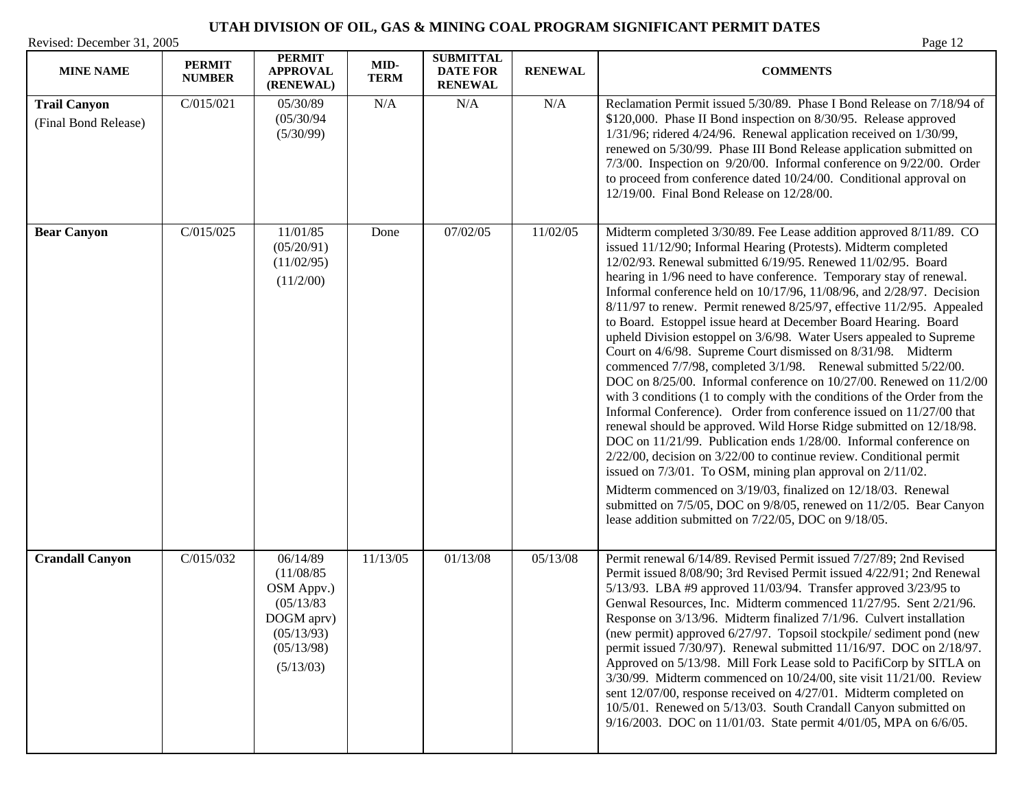# UTAH DIVISION OF OIL, GAS & MINING COAL PROGRAM SIGNIFICANT PERMIT DATES

Revised: December 31, 2005

| MINE NAME | PERMIT NUMBER | PERMIT APPROVAL (RENEWAL) | MID-TERM | SUBMITTAL DATE FOR RENEWAL | RENEWAL | COMMENTS |
|---|---|---|---|---|---|---|
| **Trail Canyon** (Final Bond Release) | C/015/021 | 05/30/89 (05/30/94 (5/30/99) | N/A | N/A | N/A | Reclamation Permit issued 5/30/89. Phase I Bond Release on 7/18/94 of $120,000. Phase II Bond inspection on 8/30/95. Release approved 1/31/96; ridered 4/24/96. Renewal application received on 1/30/99, renewed on 5/30/99. Phase III Bond Release application submitted on 7/3/00. Inspection on 9/20/00. Informal conference on 9/22/00. Order to proceed from conference dated 10/24/00. Conditional approval on 12/19/00. Final Bond Release on 12/28/00. |
| **Bear Canyon** | C/015/025 | 11/01/85 (05/20/91) (11/02/95) (11/2/00) | Done | 07/02/05 | 11/02/05 | Midterm completed 3/30/89. Fee Lease addition approved 8/11/89. CO issued 11/12/90; Informal Hearing (Protests). Midterm completed 12/02/93. Renewal submitted 6/19/95. Renewed 11/02/95. Board hearing in 1/96 need to have conference. Temporary stay of renewal. Informal conference held on 10/17/96, 11/08/96, and 2/28/97. Decision 8/11/97 to renew. Permit renewed 8/25/97, effective 11/2/95. Appealed to Board. Estoppel issue heard at December Board Hearing. Board upheld Division estoppel on 3/6/98. Water Users appealed to Supreme Court on 4/6/98. Supreme Court dismissed on 8/31/98. Midterm commenced 7/7/98, completed 3/1/98. Renewal submitted 5/22/00. DOC on 8/25/00. Informal conference on 10/27/00. Renewed on 11/2/00 with 3 conditions (1 to comply with the conditions of the Order from the Informal Conference). Order from conference issued on 11/27/00 that renewal should be approved. Wild Horse Ridge submitted on 12/18/98. DOC on 11/21/99. Publication ends 1/28/00. Informal conference on 2/22/00, decision on 3/22/00 to continue review. Conditional permit issued on 7/3/01. To OSM, mining plan approval on 2/11/02.<br>Midterm commenced on 3/19/03, finalized on 12/18/03. Renewal submitted on 7/5/05, DOC on 9/8/05, renewed on 11/2/05. Bear Canyon lease addition submitted on 7/22/05, DOC on 9/18/05. |
| **Crandall Canyon** | C/015/032 | 06/14/89 (11/08/85 OSM Appv.) (05/13/83 DOGM aprv) (05/13/93) (05/13/98) (5/13/03) | 11/13/05 | 01/13/08 | 05/13/08 | Permit renewal 6/14/89. Revised Permit issued 7/27/89; 2nd Revised Permit issued 8/08/90; 3rd Revised Permit issued 4/22/91; 2nd Renewal 5/13/93. LBA #9 approved 11/03/94. Transfer approved 3/23/95 to Genwal Resources, Inc. Midterm commenced 11/27/95. Sent 2/21/96. Response on 3/13/96. Midterm finalized 7/1/96. Culvert installation (new permit) approved 6/27/97. Topsoil stockpile/ sediment pond (new permit issued 7/30/97). Renewal submitted 11/16/97. DOC on 2/18/97. Approved on 5/13/98. Mill Fork Lease sold to PacifiCorp by SITLA on 3/30/99. Midterm commenced on 10/24/00, site visit 11/21/00. Review sent 12/07/00, response received on 4/27/01. Midterm completed on 10/5/01. Renewed on 5/13/03. South Crandall Canyon submitted on 9/16/2003. DOC on 11/01/03. State permit 4/01/05, MPA on 6/6/05. |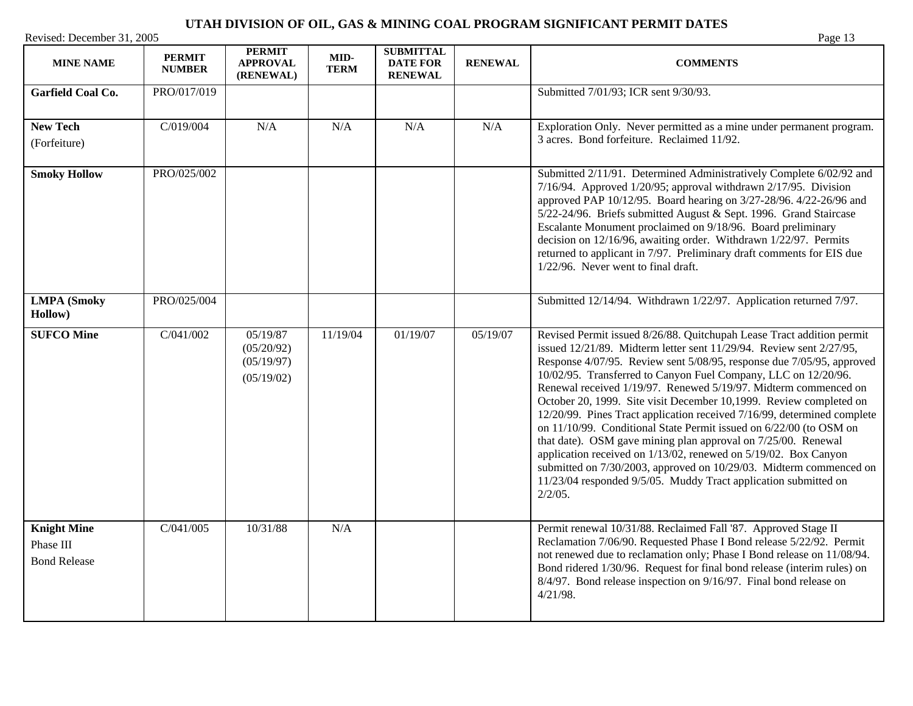# UTAH DIVISION OF OIL, GAS & MINING COAL PROGRAM SIGNIFICANT PERMIT DATES

Revised: December 31, 2005

| MINE NAME | PERMIT NUMBER | PERMIT APPROVAL (RENEWAL) | MID-TERM | SUBMITTAL DATE FOR RENEWAL | RENEWAL | COMMENTS |
|---|---|---|---|---|---|---|
| **Garfield Coal Co.** | PRO/017/019 | | | | | Submitted 7/01/93; ICR sent 9/30/93. |
| **New Tech** (Forfeiture) | C/019/004 | N/A | N/A | N/A | N/A | Exploration Only. Never permitted as a mine under permanent program. 3 acres. Bond forfeiture. Reclaimed 11/92. |
| **Smoky Hollow** | PRO/025/002 | | | | | Submitted 2/11/91. Determined Administratively Complete 6/02/92 and 7/16/94. Approved 1/20/95; approval withdrawn 2/17/95. Division approved PAP 10/12/95. Board hearing on 3/27-28/96. 4/22-26/96 and 5/22-24/96. Briefs submitted August & Sept. 1996. Grand Staircase Escalante Monument proclaimed on 9/18/96. Board preliminary decision on 12/16/96, awaiting order. Withdrawn 1/22/97. Permits returned to applicant in 7/97. Preliminary draft comments for EIS due 1/22/96. Never went to final draft. |
| **LMPA (Smoky Hollow)** | PRO/025/004 | | | | | Submitted 12/14/94. Withdrawn 1/22/97. Application returned 7/97. |
| **SUFCO Mine** | C/041/002 | 05/19/87 (05/20/92) (05/19/97) (05/19/02) | 11/19/04 | 01/19/07 | 05/19/07 | Revised Permit issued 8/26/88. Quitchupah Lease Tract addition permit issued 12/21/89. Midterm letter sent 11/29/94. Review sent 2/27/95, Response 4/07/95. Review sent 5/08/95, response due 7/05/95, approved 10/02/95. Transferred to Canyon Fuel Company, LLC on 12/20/96. Renewal received 1/19/97. Renewed 5/19/97. Midterm commenced on October 20, 1999. Site visit December 10,1999. Review completed on 12/20/99. Pines Tract application received 7/16/99, determined complete on 11/10/99. Conditional State Permit issued on 6/22/00 (to OSM on that date). OSM gave mining plan approval on 7/25/00. Renewal application received on 1/13/02, renewed on 5/19/02. Box Canyon submitted on 7/30/2003, approved on 10/29/03. Midterm commenced on 11/23/04 responded 9/5/05. Muddy Tract application submitted on 2/2/05. |
| **Knight Mine** Phase III Bond Release | C/041/005 | 10/31/88 | N/A | | | Permit renewal 10/31/88. Reclaimed Fall '87. Approved Stage II Reclamation 7/06/90. Requested Phase I Bond release 5/22/92. Permit not renewed due to reclamation only; Phase I Bond release on 11/08/94. Bond ridered 1/30/96. Request for final bond release (interim rules) on 8/4/97. Bond release inspection on 9/16/97. Final bond release on 4/21/98. |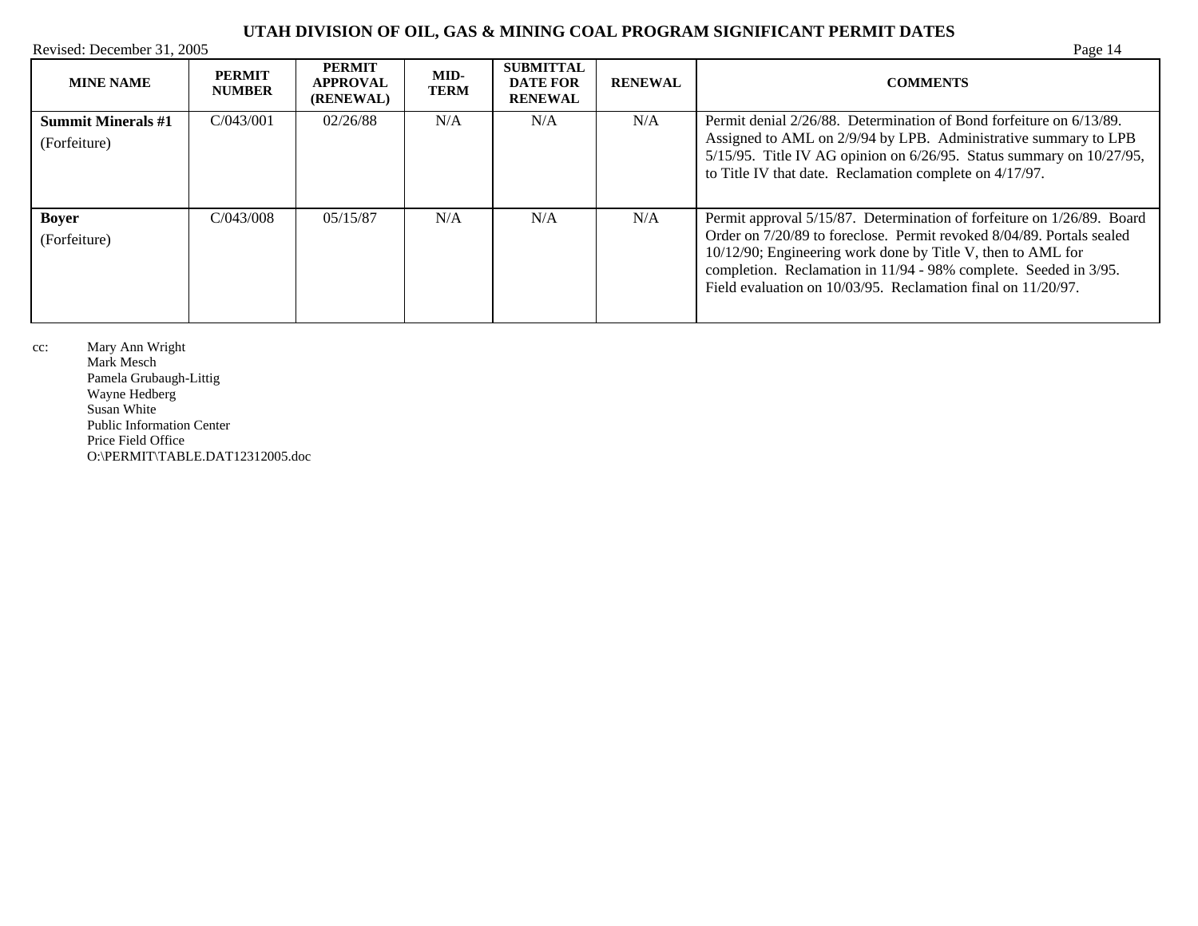# UTAH DIVISION OF OIL, GAS & MINING COAL PROGRAM SIGNIFICANT PERMIT DATES

Revised: December 31, 2005

| MINE NAME | PERMIT NUMBER | PERMIT APPROVAL (RENEWAL) | MID-TERM | SUBMITTAL DATE FOR RENEWAL | RENEWAL | COMMENTS |
|---|---|---|---|---|---|---|
| **Summit Minerals #1** (Forfeiture) | C/043/001 | 02/26/88 | N/A | N/A | N/A | Permit denial 2/26/88. Determination of Bond forfeiture on 6/13/89. Assigned to AML on 2/9/94 by LPB. Administrative summary to LPB 5/15/95. Title IV AG opinion on 6/26/95. Status summary on 10/27/95, to Title IV that date. Reclamation complete on 4/17/97. |
| **Boyer** (Forfeiture) | C/043/008 | 05/15/87 | N/A | N/A | N/A | Permit approval 5/15/87. Determination of forfeiture on 1/26/89. Board Order on 7/20/89 to foreclose. Permit revoked 8/04/89. Portals sealed 10/12/90; Engineering work done by Title V, then to AML for completion. Reclamation in 11/94 - 98% complete. Seeded in 3/95. Field evaluation on 10/03/95. Reclamation final on 11/20/97. |

cc: Mary Ann Wright
Mark Mesch
Pamela Grubaugh-Littig
Wayne Hedberg
Susan White
Public Information Center
Price Field Office
O:\PERMIT\TABLE.DAT12312005.doc